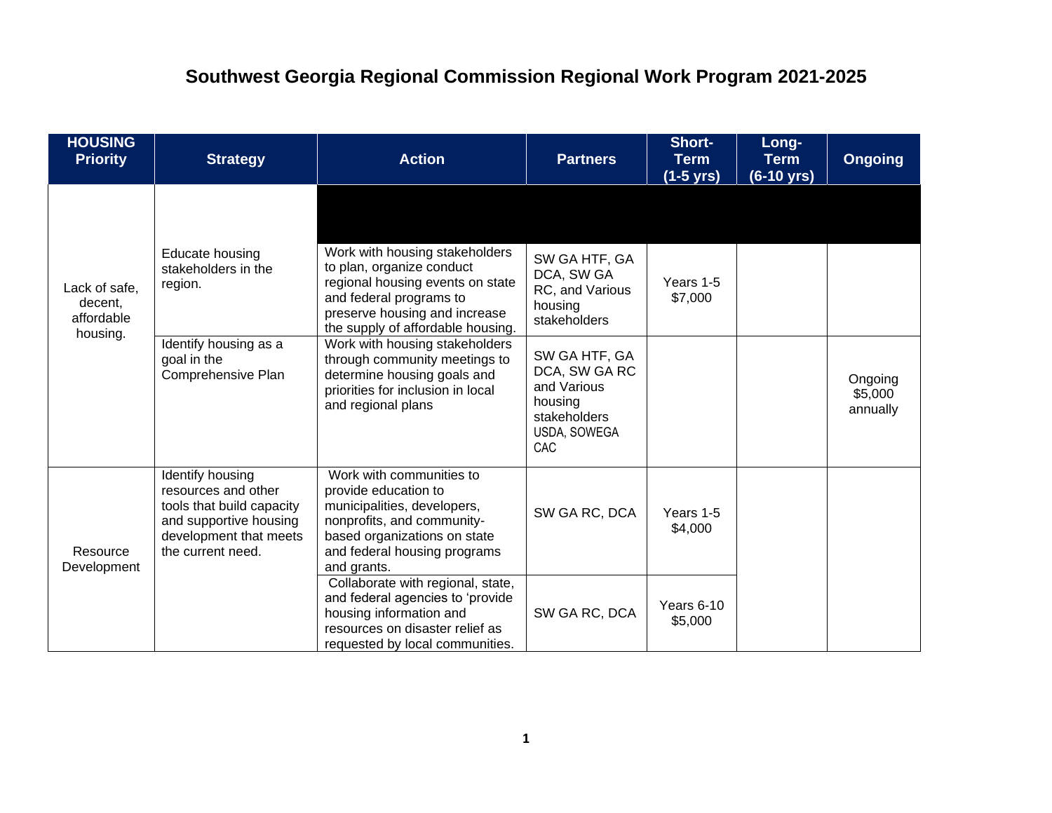# Southwest Georgia Regional Commission Regional Work Program 2021-2025

| HOUSING Priority | Strategy | Action | Partners | Short-Term (1-5 yrs) | Long-Term (6-10 yrs) | Ongoing |
|---|---|---|---|---|---|---|
| Lack of safe, decent, affordable housing. | Educate housing stakeholders in the region. | Work with housing stakeholders to plan, organize conduct regional housing events on state and federal programs to preserve housing and increase the supply of affordable housing. | SW GA HTF, GA DCA, SW GA RC, and Various housing stakeholders | Years 1-5 $7,000 | | |
| | Identify housing as a goal in the Comprehensive Plan | Work with housing stakeholders through community meetings to determine housing goals and priorities for inclusion in local and regional plans | SW GA HTF, GA DCA, SW GA RC and Various housing stakeholders USDA, SOWEGA CAC | | | Ongoing $5,000 annually |
| Resource Development | Identify housing resources and other tools that build capacity and supportive housing development that meets the current need. | Work with communities to provide education to municipalities, developers, nonprofits, and community-based organizations on state and federal housing programs and grants. | SW GA RC, DCA | Years 1-5 $4,000 | | |
| | | Collaborate with regional, state, and federal agencies to 'provide housing information and resources on disaster relief as requested by local communities. | SW GA RC, DCA | Years 6-10 $5,000 | | |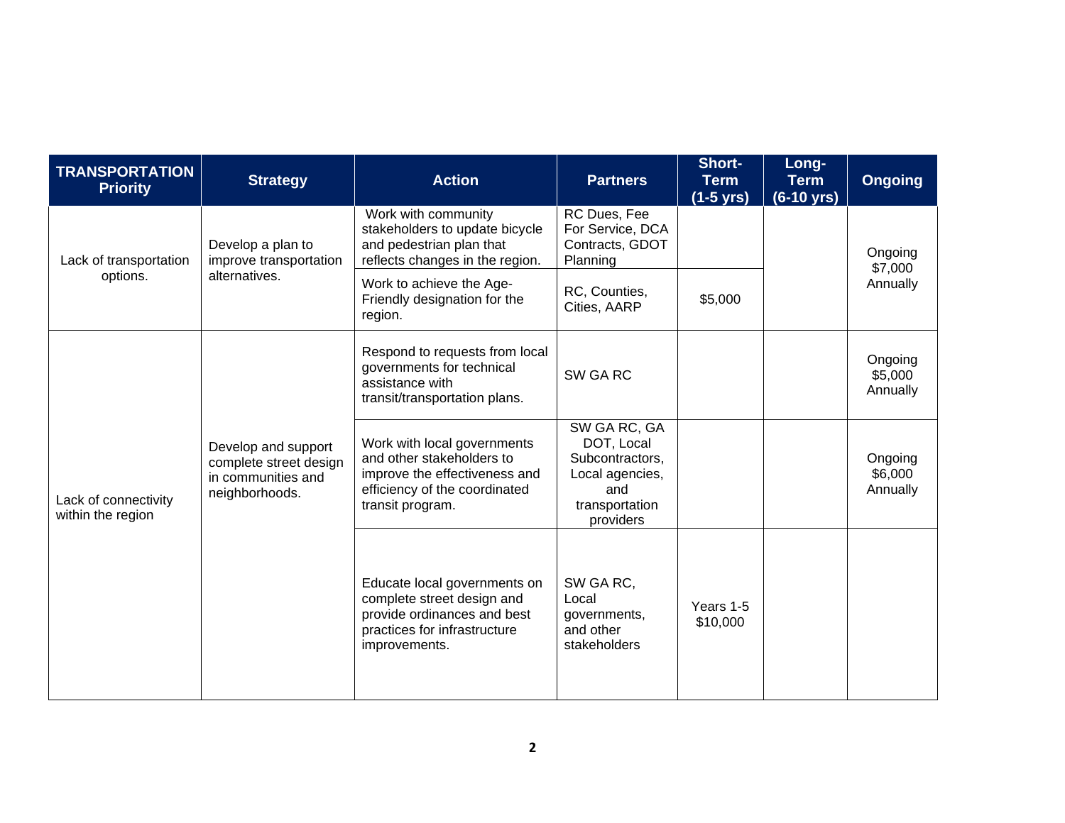| TRANSPORTATION Priority | Strategy | Action | Partners | Short-Term (1-5 yrs) | Long-Term (6-10 yrs) | Ongoing |
|---|---|---|---|---|---|---|
| Lack of transportation options. | Develop a plan to improve transportation alternatives. | Work with community stakeholders to update bicycle and pedestrian plan that reflects changes in the region. | RC Dues, Fee For Service, DCA Contracts, GDOT Planning | | | Ongoing $7,000 Annually |
| | | Work to achieve the Age-Friendly designation for the region. | RC, Counties, Cities, AARP | $5,000 | | |
| Lack of connectivity within the region | Develop and support complete street design in communities and neighborhoods. | Respond to requests from local governments for technical assistance with transit/transportation plans. | SW GA RC | | | Ongoing $5,000 Annually |
| | | Work with local governments and other stakeholders to improve the effectiveness and efficiency of the coordinated transit program. | SW GA RC, GA DOT, Local Subcontractors, Local agencies, and transportation providers | | | Ongoing $6,000 Annually |
| | | Educate local governments on complete street design and provide ordinances and best practices for infrastructure improvements. | SW GA RC, Local governments, and other stakeholders | Years 1-5 $10,000 | | |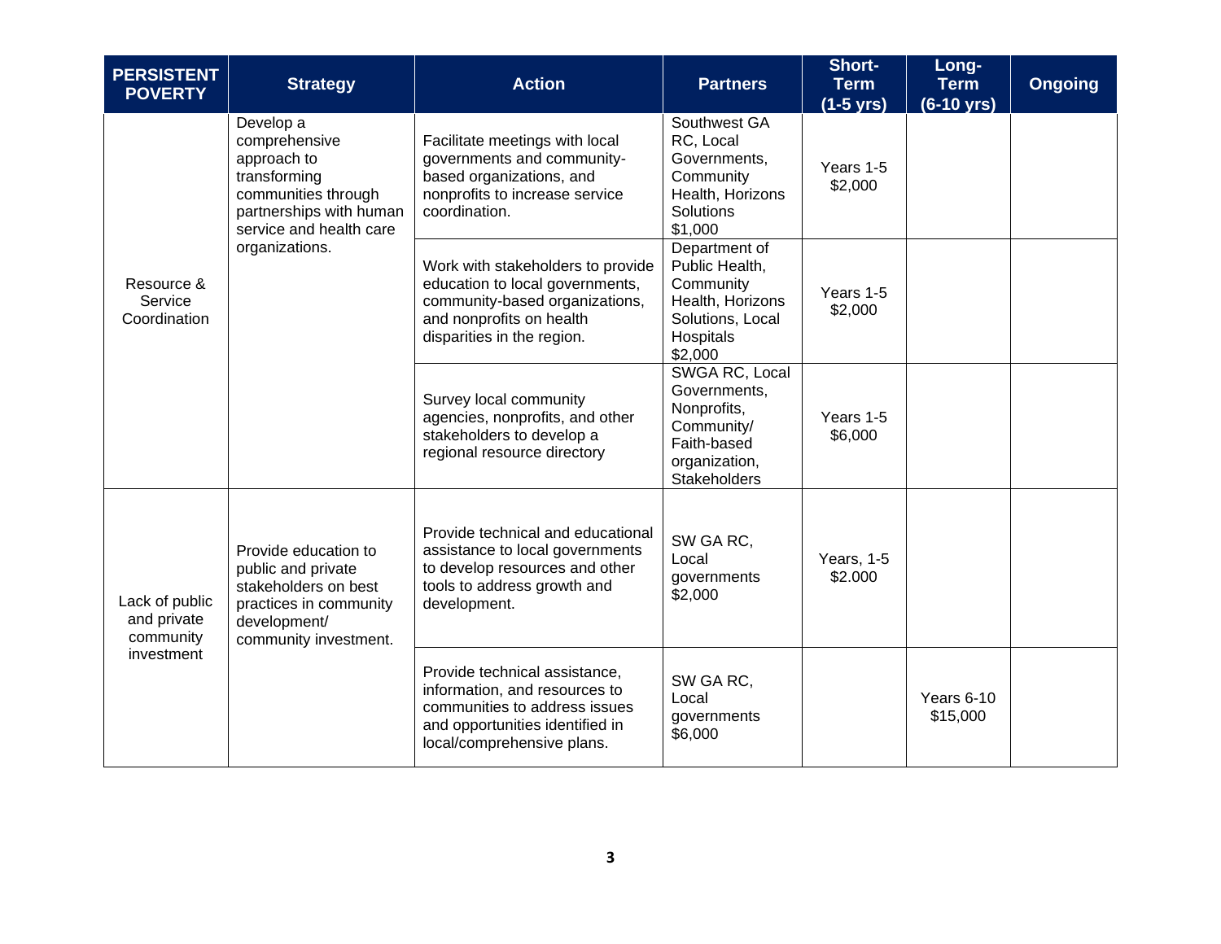| PERSISTENT POVERTY | Strategy | Action | Partners | Short-Term (1-5 yrs) | Long-Term (6-10 yrs) | Ongoing |
|---|---|---|---|---|---|---|
| Resource & Service Coordination | Develop a comprehensive approach to transforming communities through partnerships with human service and health care organizations. | Facilitate meetings with local governments and community-based organizations, and nonprofits to increase service coordination. | Southwest GA RC, Local Governments, Community Health, Horizons Solutions $1,000 | Years 1-5 $2,000 | | |
| | | Work with stakeholders to provide education to local governments, community-based organizations, and nonprofits on health disparities in the region. | Department of Public Health, Community Health, Horizons Solutions, Local Hospitals $2,000 | Years 1-5 $2,000 | | |
| | | Survey local community agencies, nonprofits, and other stakeholders to develop a regional resource directory | SWGA RC, Local Governments, Nonprofits, Community/ Faith-based organization, Stakeholders | Years 1-5 $6,000 | | |
| Lack of public and private community investment | Provide education to public and private stakeholders on best practices in community development/ community investment. | Provide technical and educational assistance to local governments to develop resources and other tools to address growth and development. | SW GA RC, Local governments $2,000 | Years, 1-5 $2.000 | | |
| | | Provide technical assistance, information, and resources to communities to address issues and opportunities identified in local/comprehensive plans. | SW GA RC, Local governments $6,000 | | Years 6-10 $15,000 | |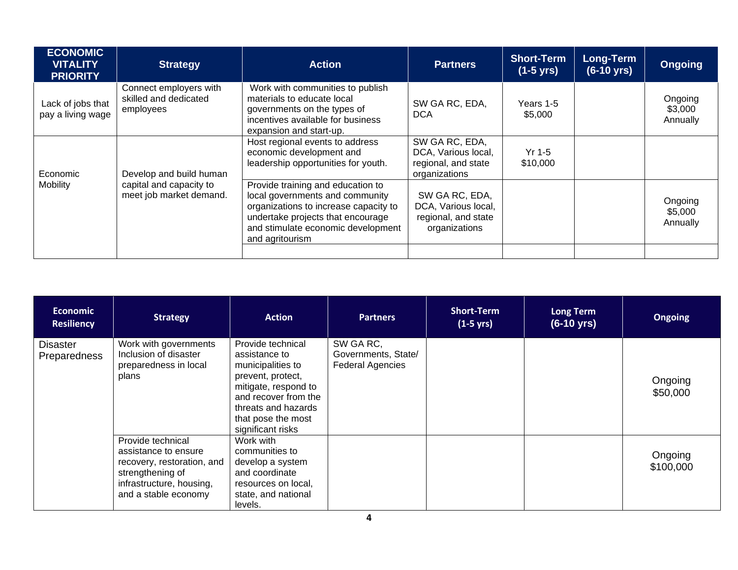| ECONOMIC VITALITY PRIORITY | Strategy | Action | Partners | Short-Term (1-5 yrs) | Long-Term (6-10 yrs) | Ongoing |
|---|---|---|---|---|---|---|
| Lack of jobs that pay a living wage | Connect employers with skilled and dedicated employees | Work with communities to publish materials to educate local governments on the types of incentives available for business expansion and start-up. | SW GA RC, EDA, DCA | Years 1-5 $5,000 | | Ongoing $3,000 Annually |
| Economic Mobility | Develop and build human capital and capacity to meet job market demand. | Host regional events to address economic development and leadership opportunities for youth. | SW GA RC, EDA, DCA, Various local, regional, and state organizations | Yr 1-5 $10,000 | | |
| | | Provide training and education to local governments and community organizations to increase capacity to undertake projects that encourage and stimulate economic development and agritourism | SW GA RC, EDA, DCA, Various local, regional, and state organizations | | | Ongoing $5,000 Annually |
| | | | | | | |

| Economic Resiliency | Strategy | Action | Partners | Short-Term (1-5 yrs) | Long Term (6-10 yrs) | Ongoing |
|---|---|---|---|---|---|---|
| Disaster Preparedness | Work with governments Inclusion of disaster preparedness in local plans | Provide technical assistance to municipalities to prevent, protect, mitigate, respond to and recover from the threats and hazards that pose the most significant risks | SW GA RC, Governments, State/ Federal Agencies | | | Ongoing $50,000 |
| | Provide technical assistance to ensure recovery, restoration, and strengthening of infrastructure, housing, and a stable economy | Work with communities to develop a system and coordinate resources on local, state, and national levels. | | | | Ongoing $100,000 |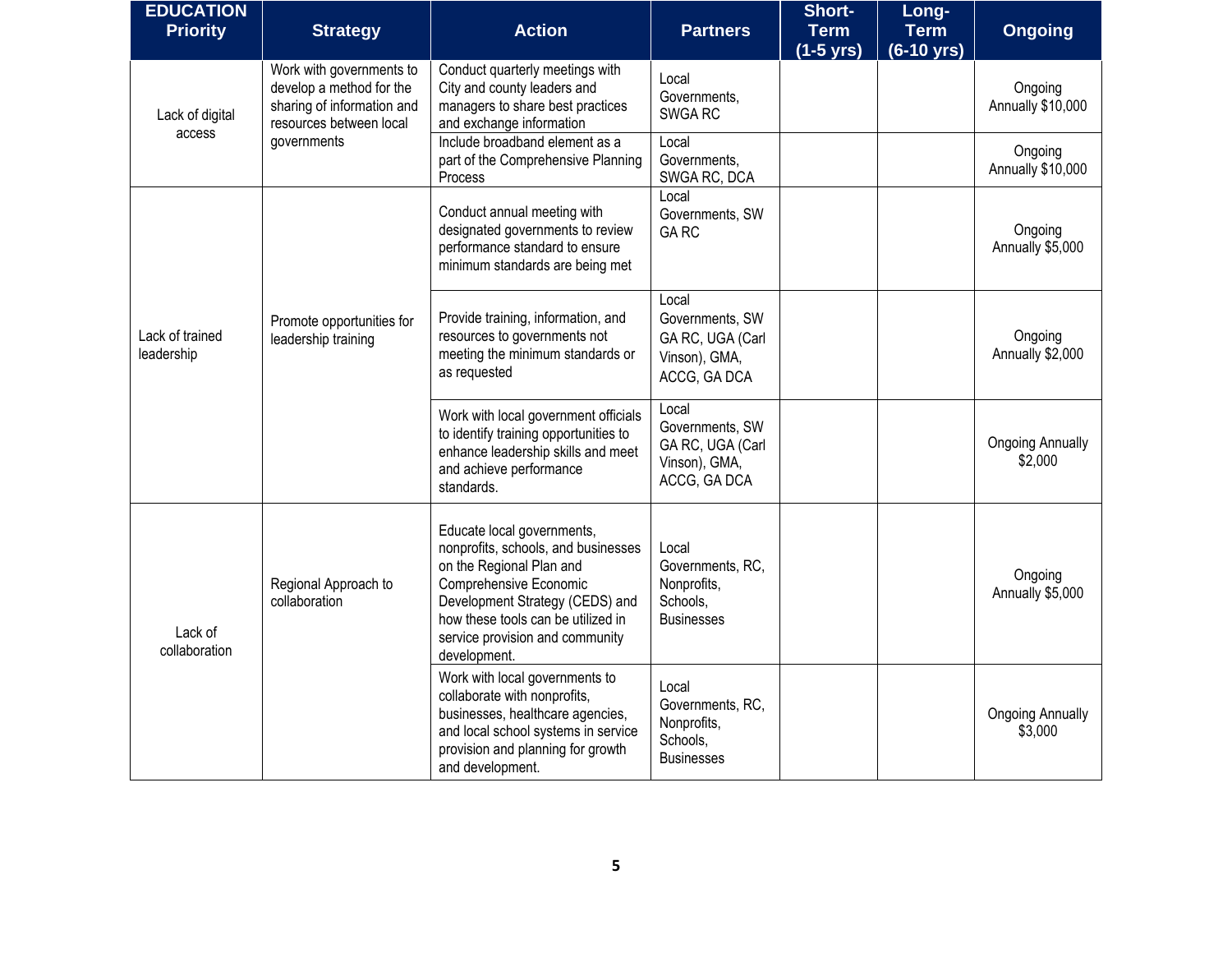| EDUCATION Priority | Strategy | Action | Partners | Short-Term (1-5 yrs) | Long-Term (6-10 yrs) | Ongoing |
|---|---|---|---|---|---|---|
| Lack of digital access | Work with governments to develop a method for the sharing of information and resources between local governments | Conduct quarterly meetings with City and county leaders and managers to share best practices and exchange information | Local Governments, SWGA RC | | | Ongoing Annually $10,000 |
| | | Include broadband element as a part of the Comprehensive Planning Process | Local Governments, SWGA RC, DCA | | | Ongoing Annually $10,000 |
| Lack of trained leadership | Promote opportunities for leadership training | Conduct annual meeting with designated governments to review performance standard to ensure minimum standards are being met | Local Governments, SW GA RC | | | Ongoing Annually $5,000 |
| | | Provide training, information, and resources to governments not meeting the minimum standards or as requested | Local Governments, SW GA RC, UGA (Carl Vinson), GMA, ACCG, GA DCA | | | Ongoing Annually $2,000 |
| | | Work with local government officials to identify training opportunities to enhance leadership skills and meet and achieve performance standards. | Local Governments, SW GA RC, UGA (Carl Vinson), GMA, ACCG, GA DCA | | | Ongoing Annually $2,000 |
| Lack of collaboration | Regional Approach to collaboration | Educate local governments, nonprofits, schools, and businesses on the Regional Plan and Comprehensive Economic Development Strategy (CEDS) and how these tools can be utilized in service provision and community development. | Local Governments, RC, Nonprofits, Schools, Businesses | | | Ongoing Annually $5,000 |
| | | Work with local governments to collaborate with nonprofits, businesses, healthcare agencies, and local school systems in service provision and planning for growth and development. | Local Governments, RC, Nonprofits, Schools, Businesses | | | Ongoing Annually $3,000 |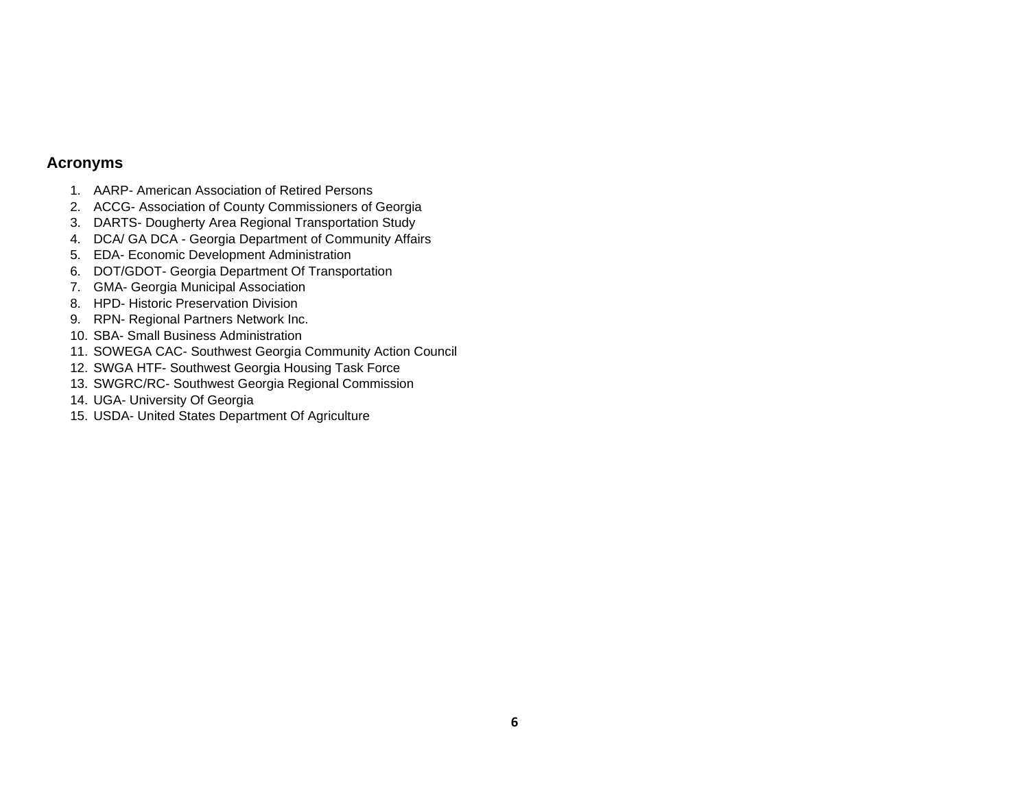## Acronyms

1. AARP- American Association of Retired Persons
2. ACCG- Association of County Commissioners of Georgia
3. DARTS- Dougherty Area Regional Transportation Study
4. DCA/ GA DCA - Georgia Department of Community Affairs
5. EDA- Economic Development Administration
6. DOT/GDOT- Georgia Department Of Transportation
7. GMA- Georgia Municipal Association
8. HPD- Historic Preservation Division
9. RPN- Regional Partners Network Inc.
10. SBA- Small Business Administration
11. SOWEGA CAC- Southwest Georgia Community Action Council
12. SWGA HTF- Southwest Georgia Housing Task Force
13. SWGRC/RC- Southwest Georgia Regional Commission
14. UGA- University Of Georgia
15. USDA- United States Department Of Agriculture